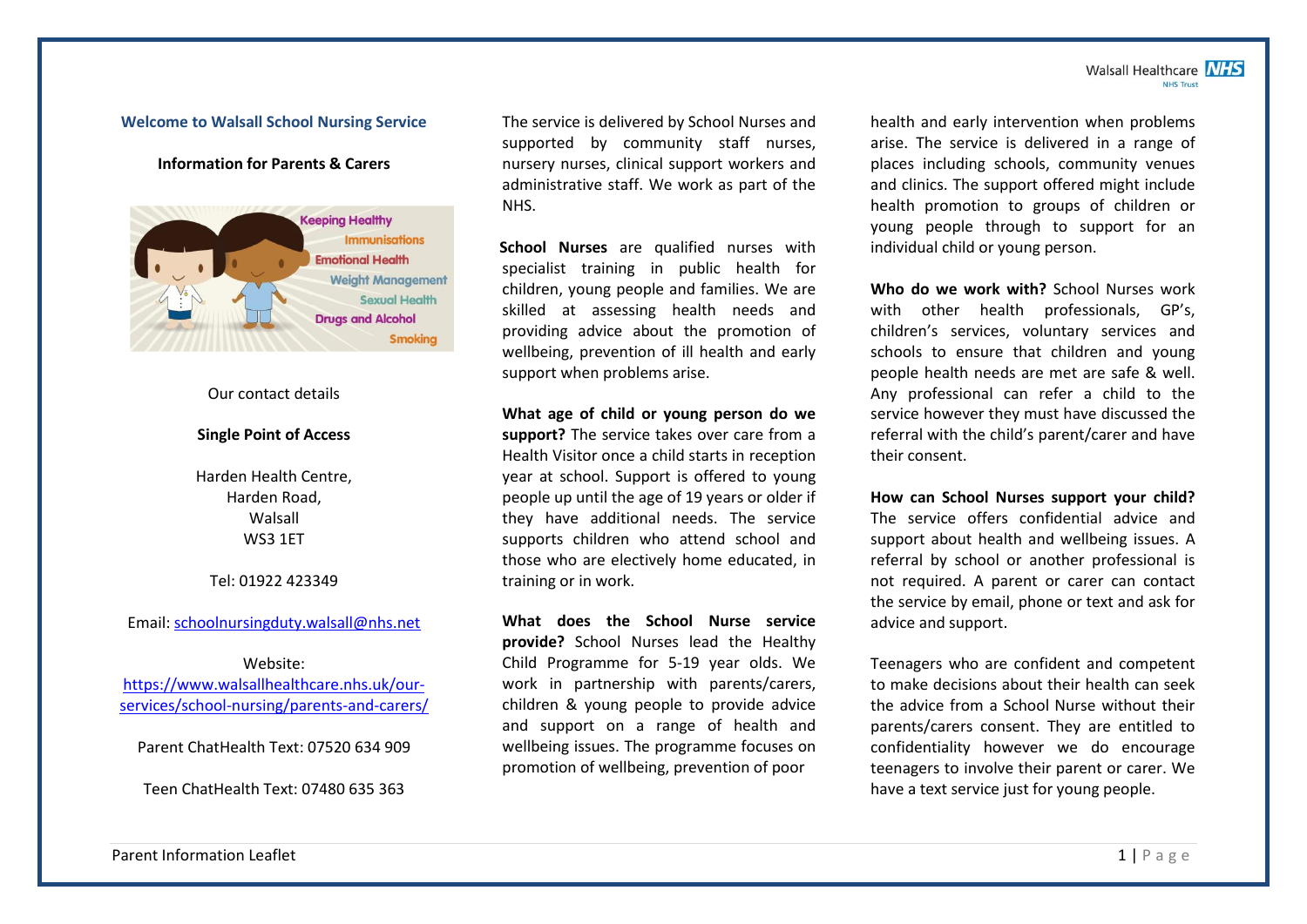## Welcome to Walsall School Nursing Service

### Information for Parents & Carers

Our contact details

**Single Point of Access**

Harden Health Centre,
Harden Road,
Walsall
WS3 1ET

Tel: 01922 423349

Email: schoolnursingduty.walsall@nhs.net

Website:
https://www.walsallhealthcare.nhs.uk/our-services/school-nursing/parents-and-carers/

Parent ChatHealth Text: 07520 634 909

Teen ChatHealth Text: 07480 635 363

The service is delivered by School Nurses and supported by community staff nurses, nursery nurses, clinical support workers and administrative staff. We work as part of the NHS.

**School Nurses** are qualified nurses with specialist training in public health for children, young people and families. We are skilled at assessing health needs and providing advice about the promotion of wellbeing, prevention of ill health and early support when problems arise.

**What age of child or young person do we support?** The service takes over care from a Health Visitor once a child starts in reception year at school. Support is offered to young people up until the age of 19 years or older if they have additional needs. The service supports children who attend school and those who are electively home educated, in training or in work.

**What does the School Nurse service provide?** School Nurses lead the Healthy Child Programme for 5-19 year olds. We work in partnership with parents/carers, children & young people to provide advice and support on a range of health and wellbeing issues. The programme focuses on promotion of wellbeing, prevention of poor health and early intervention when problems arise. The service is delivered in a range of places including schools, community venues and clinics. The support offered might include health promotion to groups of children or young people through to support for an individual child or young person.

**Who do we work with?** School Nurses work with other health professionals, GP's, children's services, voluntary services and schools to ensure that children and young people health needs are met are safe & well. Any professional can refer a child to the service however they must have discussed the referral with the child's parent/carer and have their consent.

**How can School Nurses support your child?** The service offers confidential advice and support about health and wellbeing issues. A referral by school or another professional is not required. A parent or carer can contact the service by email, phone or text and ask for advice and support.

Teenagers who are confident and competent to make decisions about their health can seek the advice from a School Nurse without their parents/carers consent. They are entitled to confidentiality however we do encourage teenagers to involve their parent or carer. We have a text service just for young people.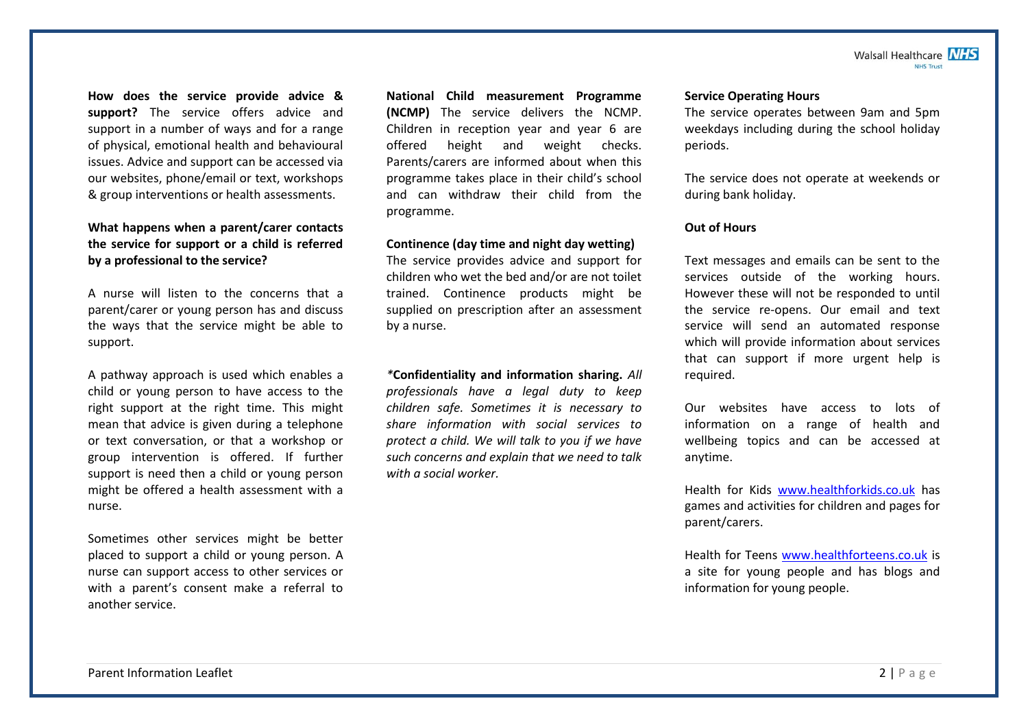**How does the service provide advice & support?** The service offers advice and support in a number of ways and for a range of physical, emotional health and behavioural issues. Advice and support can be accessed via our websites, phone/email or text, workshops & group interventions or health assessments.

**What happens when a parent/carer contacts the service for support or a child is referred by a professional to the service?**

A nurse will listen to the concerns that a parent/carer or young person has and discuss the ways that the service might be able to support.

A pathway approach is used which enables a child or young person to have access to the right support at the right time. This might mean that advice is given during a telephone or text conversation, or that a workshop or group intervention is offered. If further support is need then a child or young person might be offered a health assessment with a nurse.

Sometimes other services might be better placed to support a child or young person. A nurse can support access to other services or with a parent's consent make a referral to another service.

**National Child measurement Programme (NCMP)** The service delivers the NCMP. Children in reception year and year 6 are offered height and weight checks. Parents/carers are informed about when this programme takes place in their child's school and can withdraw their child from the programme.

**Continence (day time and night day wetting)**
The service provides advice and support for children who wet the bed and/or are not toilet trained. Continence products might be supplied on prescription after an assessment by a nurse.

*\****Confidentiality and information sharing.*** *All professionals have a legal duty to keep children safe. Sometimes it is necessary to share information with social services to protect a child. We will talk to you if we have such concerns and explain that we need to talk with a social worker.*

**Service Operating Hours**
The service operates between 9am and 5pm weekdays including during the school holiday periods.

The service does not operate at weekends or during bank holiday.

**Out of Hours**

Text messages and emails can be sent to the services outside of the working hours. However these will not be responded to until the service re-opens. Our email and text service will send an automated response which will provide information about services that can support if more urgent help is required.

Our websites have access to lots of information on a range of health and wellbeing topics and can be accessed at anytime.

Health for Kids www.healthforkids.co.uk has games and activities for children and pages for parent/carers.

Health for Teens www.healthforteens.co.uk is a site for young people and has blogs and information for young people.